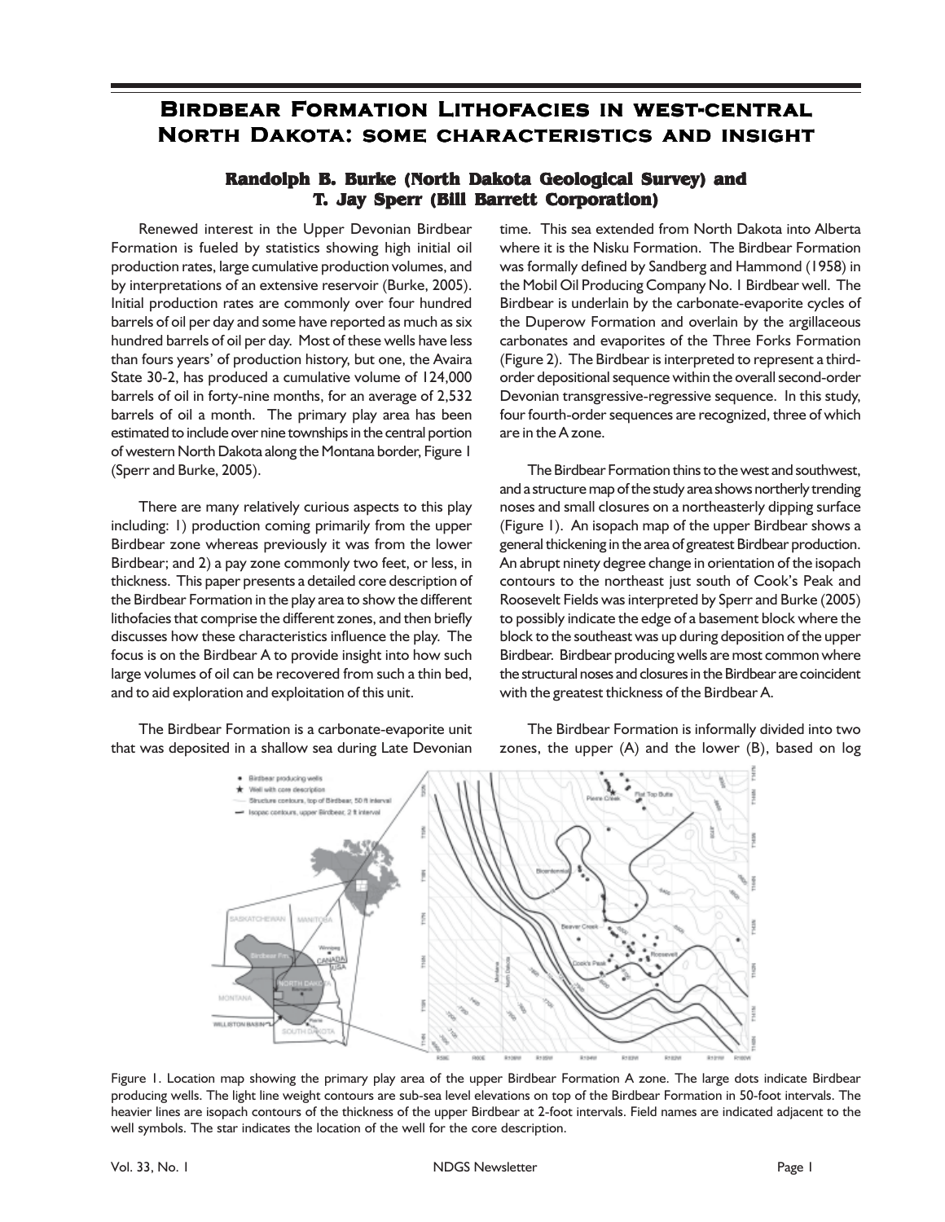# Birdbear Formation Lithofacies in west-central North Dakota: some characteristics and insight

### Randolph B. Burke (North Dakota Geological Survey) and T. Jay Sperr (Bill Barrett Corporation)

Renewed interest in the Upper Devonian Birdbear Formation is fueled by statistics showing high initial oil production rates, large cumulative production volumes, and by interpretations of an extensive reservoir (Burke, 2005). Initial production rates are commonly over four hundred barrels of oil per day and some have reported as much as six hundred barrels of oil per day. Most of these wells have less than fours years' of production history, but one, the Avaira State 30-2, has produced a cumulative volume of 124,000 barrels of oil in forty-nine months, for an average of 2,532 barrels of oil a month. The primary play area has been estimated to include over nine townships in the central portion of western North Dakota along the Montana border, Figure 1 (Sperr and Burke, 2005).

There are many relatively curious aspects to this play including: 1) production coming primarily from the upper Birdbear zone whereas previously it was from the lower Birdbear; and 2) a pay zone commonly two feet, or less, in thickness. This paper presents a detailed core description of the Birdbear Formation in the play area to show the different lithofacies that comprise the different zones, and then briefly discusses how these characteristics influence the play. The focus is on the Birdbear A to provide insight into how such large volumes of oil can be recovered from such a thin bed, and to aid exploration and exploitation of this unit.

The Birdbear Formation is a carbonate-evaporite unit that was deposited in a shallow sea during Late Devonian time. This sea extended from North Dakota into Alberta where it is the Nisku Formation. The Birdbear Formation was formally defined by Sandberg and Hammond (1958) in the Mobil Oil Producing Company No. 1 Birdbear well. The Birdbear is underlain by the carbonate-evaporite cycles of the Duperow Formation and overlain by the argillaceous carbonates and evaporites of the Three Forks Formation (Figure 2). The Birdbear is interpreted to represent a third-order depositional sequence within the overall second-order Devonian transgressive-regressive sequence. In this study, four fourth-order sequences are recognized, three of which are in the A zone.

The Birdbear Formation thins to the west and southwest, and a structure map of the study area shows northerly trending noses and small closures on a northeasterly dipping surface (Figure 1). An isopach map of the upper Birdbear shows a general thickening in the area of greatest Birdbear production. An abrupt ninety degree change in orientation of the isopach contours to the northeast just south of Cook's Peak and Roosevelt Fields was interpreted by Sperr and Burke (2005) to possibly indicate the edge of a basement block where the block to the southeast was up during deposition of the upper Birdbear. Birdbear producing wells are most common where the structural noses and closures in the Birdbear are coincident with the greatest thickness of the Birdbear A.

The Birdbear Formation is informally divided into two zones, the upper (A) and the lower (B), based on log

Figure 1. Location map showing the primary play area of the upper Birdbear Formation A zone. The large dots indicate Birdbear producing wells. The light line weight contours are sub-sea level elevations on top of the Birdbear Formation in 50-foot intervals. The heavier lines are isopach contours of the thickness of the upper Birdbear at 2-foot intervals. Field names are indicated adjacent to the well symbols. The star indicates the location of the well for the core description.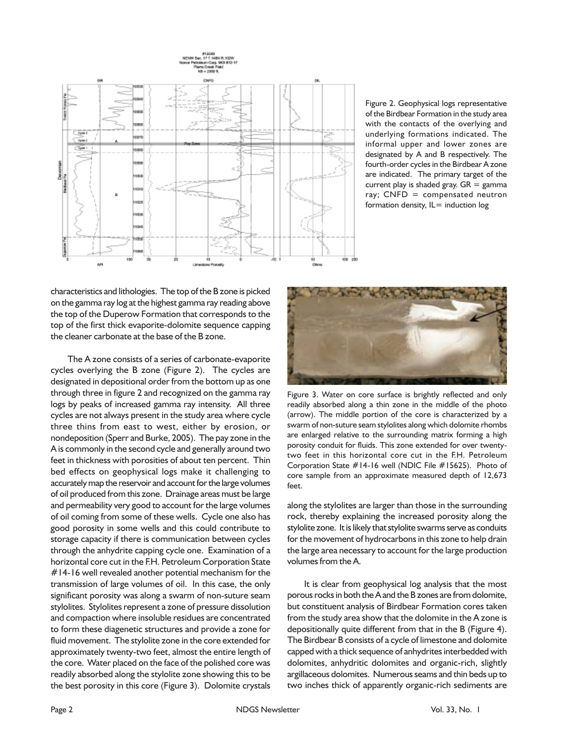Figure 2. Geophysical logs representative of the Birdbear Formation in the study area with the contacts of the overlying and underlying formations indicated. The informal upper and lower zones are designated by A and B respectively. The fourth-order cycles in the Birdbear A zone are indicated. The primary target of the current play is shaded gray. GR = gamma ray; CNFD = compensated neutron formation density, IL= induction log

characteristics and lithologies. The top of the B zone is picked on the gamma ray log at the highest gamma ray reading above the top of the Duperow Formation that corresponds to the top of the first thick evaporite-dolomite sequence capping the cleaner carbonate at the base of the B zone.

The A zone consists of a series of carbonate-evaporite cycles overlying the B zone (Figure 2). The cycles are designated in depositional order from the bottom up as one through three in figure 2 and recognized on the gamma ray logs by peaks of increased gamma ray intensity. All three cycles are not always present in the study area where cycle three thins from east to west, either by erosion, or nondeposition (Sperr and Burke, 2005). The pay zone in the A is commonly in the second cycle and generally around two feet in thickness with porosities of about ten percent. Thin bed effects on geophysical logs make it challenging to accurately map the reservoir and account for the large volumes of oil produced from this zone. Drainage areas must be large and permeability very good to account for the large volumes of oil coming from some of these wells. Cycle one also has good porosity in some wells and this could contribute to storage capacity if there is communication between cycles through the anhydrite capping cycle one. Examination of a horizontal core cut in the F.H. Petroleum Corporation State #14-16 well revealed another potential mechanism for the transmission of large volumes of oil. In this case, the only significant porosity was along a swarm of non-suture seam stylolites. Stylolites represent a zone of pressure dissolution and compaction where insoluble residues are concentrated to form these diagenetic structures and provide a zone for fluid movement. The stylolite zone in the core extended for approximately twenty-two feet, almost the entire length of the core. Water placed on the face of the polished core was readily absorbed along the stylolite zone showing this to be the best porosity in this core (Figure 3). Dolomite crystals along the stylolites are larger than those in the surrounding rock, thereby explaining the increased porosity along the stylolite zone. It is likely that stylolite swarms serve as conduits for the movement of hydrocarbons in this zone to help drain the large area necessary to account for the large production volumes from the A.

Figure 3. Water on core surface is brightly reflected and only readily absorbed along a thin zone in the middle of the photo (arrow). The middle portion of the core is characterized by a swarm of non-suture seam stylolites along which dolomite rhombs are enlarged relative to the surrounding matrix forming a high porosity conduit for fluids. This zone extended for over twenty-two feet in this horizontal core cut in the F.H. Petroleum Corporation State #14-16 well (NDIC File #15625). Photo of core sample from an approximate measured depth of 12,673 feet.

It is clear from geophysical log analysis that the most porous rocks in both the A and the B zones are from dolomite, but constituent analysis of Birdbear Formation cores taken from the study area show that the dolomite in the A zone is depositionally quite different from that in the B (Figure 4). The Birdbear B consists of a cycle of limestone and dolomite capped with a thick sequence of anhydrites interbedded with dolomites, anhydritic dolomites and organic-rich, slightly argillaceous dolomites. Numerous seams and thin beds up to two inches thick of apparently organic-rich sediments are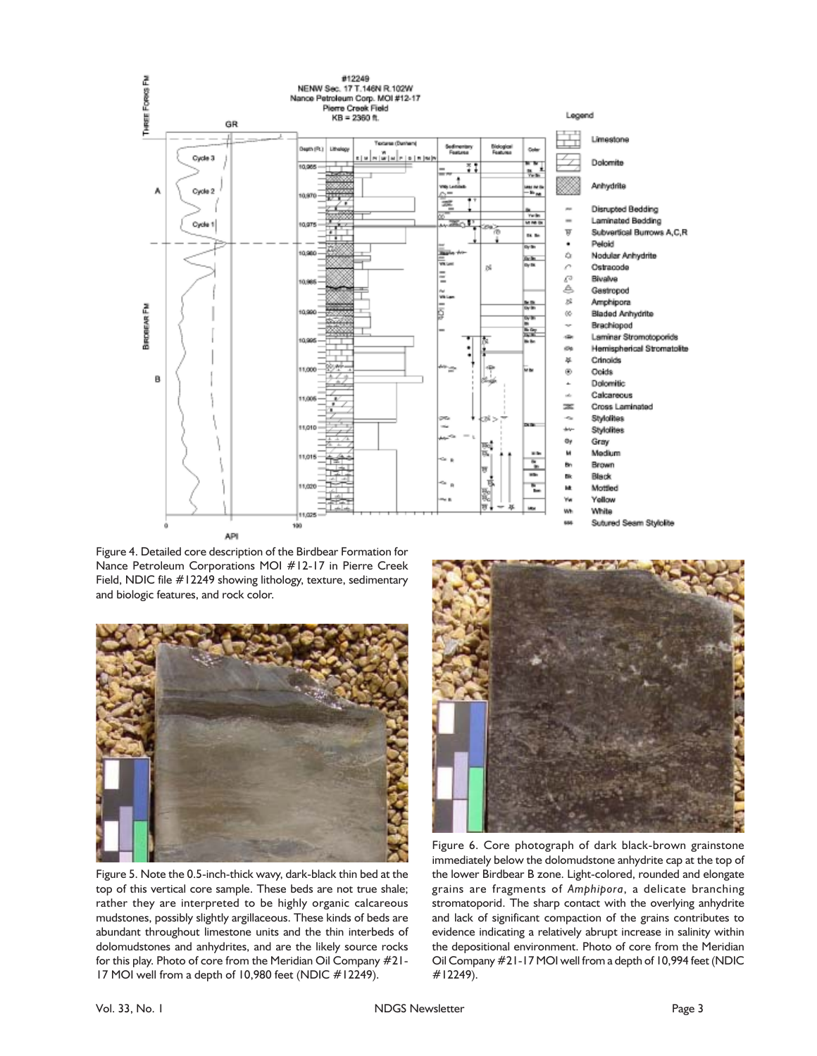Figure 4. Detailed core description of the Birdbear Formation for Nance Petroleum Corporations MOI #12-17 in Pierre Creek Field, NDIC file #12249 showing lithology, texture, sedimentary and biologic features, and rock color.

Figure 5. Note the 0.5-inch-thick wavy, dark-black thin bed at the top of this vertical core sample. These beds are not true shale; rather they are interpreted to be highly organic calcareous mudstones, possibly slightly argillaceous. These kinds of beds are abundant throughout limestone units and the thin interbeds of dolomudstones and anhydrites, and are the likely source rocks for this play. Photo of core from the Meridian Oil Company #21-17 MOI well from a depth of 10,980 feet (NDIC #12249).

Figure 6. Core photograph of dark black-brown grainstone immediately below the dolomudstone anhydrite cap at the top of the lower Birdbear B zone. Light-colored, rounded and elongate grains are fragments of *Amphipora*, a delicate branching stromatoporid. The sharp contact with the overlying anhydrite and lack of significant compaction of the grains contributes to evidence indicating a relatively abrupt increase in salinity within the depositional environment. Photo of core from the Meridian Oil Company #21-17 MOI well from a depth of 10,994 feet (NDIC #12249).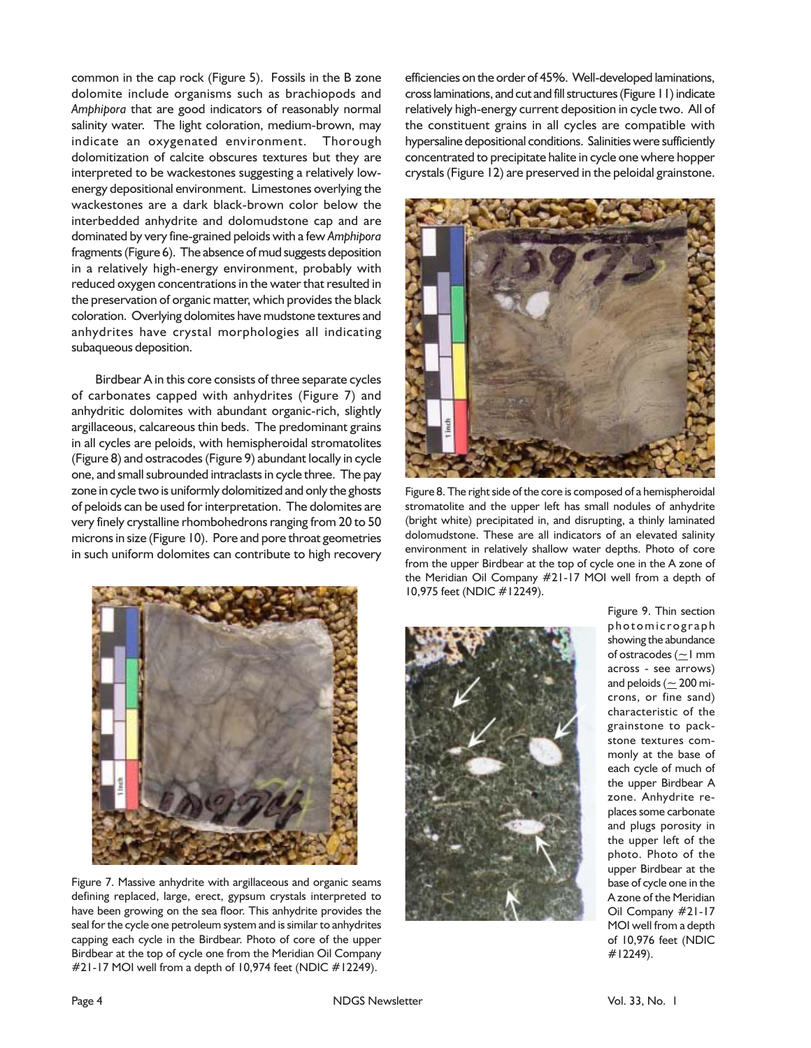common in the cap rock (Figure 5). Fossils in the B zone dolomite include organisms such as brachiopods and *Amphipora* that are good indicators of reasonably normal salinity water. The light coloration, medium-brown, may indicate an oxygenated environment. Thorough dolomitization of calcite obscures textures but they are interpreted to be wackestones suggesting a relatively low-energy depositional environment. Limestones overlying the wackestones are a dark black-brown color below the interbedded anhydrite and dolomudstone cap and are dominated by very fine-grained peloids with a few *Amphipora* fragments (Figure 6). The absence of mud suggests deposition in a relatively high-energy environment, probably with reduced oxygen concentrations in the water that resulted in the preservation of organic matter, which provides the black coloration. Overlying dolomites have mudstone textures and anhydrites have crystal morphologies all indicating subaqueous deposition.

Birdbear A in this core consists of three separate cycles of carbonates capped with anhydrites (Figure 7) and anhydritic dolomites with abundant organic-rich, slightly argillaceous, calcareous thin beds. The predominant grains in all cycles are peloids, with hemispheroidal stromatolites (Figure 8) and ostracodes (Figure 9) abundant locally in cycle one, and small subrounded intraclasts in cycle three. The pay zone in cycle two is uniformly dolomitized and only the ghosts of peloids can be used for interpretation. The dolomites are very finely crystalline rhombohedrons ranging from 20 to 50 microns in size (Figure 10). Pore and pore throat geometries in such uniform dolomites can contribute to high recovery efficiencies on the order of 45%. Well-developed laminations, cross laminations, and cut and fill structures (Figure 11) indicate relatively high-energy current deposition in cycle two. All of the constituent grains in all cycles are compatible with hypersaline depositional conditions. Salinities were sufficiently concentrated to precipitate halite in cycle one where hopper crystals (Figure 12) are preserved in the peloidal grainstone.

Figure 7. Massive anhydrite with argillaceous and organic seams defining replaced, large, erect, gypsum crystals interpreted to have been growing on the sea floor. This anhydrite provides the seal for the cycle one petroleum system and is similar to anhydrites capping each cycle in the Birdbear. Photo of core of the upper Birdbear at the top of cycle one from the Meridian Oil Company #21-17 MOI well from a depth of 10,974 feet (NDIC #12249).

Figure 8. The right side of the core is composed of a hemispheroidal stromatolite and the upper left has small nodules of anhydrite (bright white) precipitated in, and disrupting, a thinly laminated dolomudstone. These are all indicators of an elevated salinity environment in relatively shallow water depths. Photo of core from the upper Birdbear at the top of cycle one in the A zone of the Meridian Oil Company #21-17 MOI well from a depth of 10,975 feet (NDIC #12249).

Figure 9. Thin section photomicrograph showing the abundance of ostracodes (~1 mm across - see arrows) and peloids (~ 200 microns, or fine sand) characteristic of the grainstone to packstone textures commonly at the base of each cycle of much of the upper Birdbear A zone. Anhydrite replaces some carbonate and plugs porosity in the upper left of the photo. Photo of the upper Birdbear at the base of cycle one in the A zone of the Meridian Oil Company #21-17 MOI well from a depth of 10,976 feet (NDIC #12249).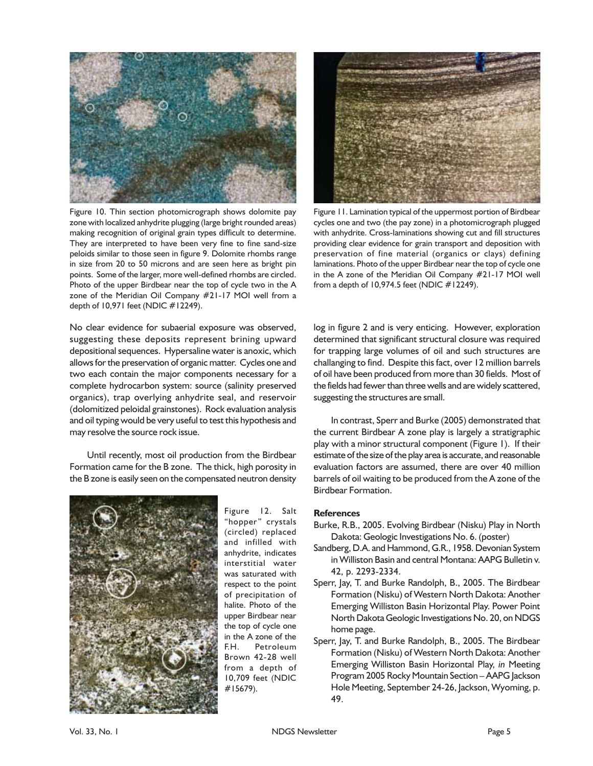Figure 10. Thin section photomicrograph shows dolomite pay zone with localized anhydrite plugging (large bright rounded areas) making recognition of original grain types difficult to determine. They are interpreted to have been very fine to fine sand-size peloids similar to those seen in figure 9. Dolomite rhombs range in size from 20 to 50 microns and are seen here as bright pin points. Some of the larger, more well-defined rhombs are circled. Photo of the upper Birdbear near the top of cycle two in the A zone of the Meridian Oil Company #21-17 MOI well from a depth of 10,971 feet (NDIC #12249).

Figure 11. Lamination typical of the uppermost portion of Birdbear cycles one and two (the pay zone) in a photomicrograph plugged with anhydrite. Cross-laminations showing cut and fill structures providing clear evidence for grain transport and deposition with preservation of fine material (organics or clays) defining laminations. Photo of the upper Birdbear near the top of cycle one in the A zone of the Meridian Oil Company #21-17 MOI well from a depth of 10,974.5 feet (NDIC #12249).

No clear evidence for subaerial exposure was observed, suggesting these deposits represent brining upward depositional sequences. Hypersaline water is anoxic, which allows for the preservation of organic matter. Cycles one and two each contain the major components necessary for a complete hydrocarbon system: source (salinity preserved organics), trap overlying anhydrite seal, and reservoir (dolomitized peloidal grainstones). Rock evaluation analysis and oil typing would be very useful to test this hypothesis and may resolve the source rock issue.

Until recently, most oil production from the Birdbear Formation came for the B zone. The thick, high porosity in the B zone is easily seen on the compensated neutron density log in figure 2 and is very enticing. However, exploration determined that significant structural closure was required for trapping large volumes of oil and such structures are challanging to find. Despite this fact, over 12 million barrels of oil have been produced from more than 30 fields. Most of the fields had fewer than three wells and are widely scattered, suggesting the structures are small.

Figure 12. Salt "hopper" crystals (circled) replaced and infilled with anhydrite, indicates interstitial water was saturated with respect to the point of precipitation of halite. Photo of the upper Birdbear near the top of cycle one in the A zone of the F.H. Petroleum Brown 42-28 well from a depth of 10,709 feet (NDIC #15679).

In contrast, Sperr and Burke (2005) demonstrated that the current Birdbear A zone play is largely a stratigraphic play with a minor structural component (Figure 1). If their estimate of the size of the play area is accurate, and reasonable evaluation factors are assumed, there are over 40 million barrels of oil waiting to be produced from the A zone of the Birdbear Formation.

**References**

Burke, R.B., 2005. Evolving Birdbear (Nisku) Play in North Dakota: Geologic Investigations No. 6. (poster)

Sandberg, D.A. and Hammond, G.R., 1958. Devonian System in Williston Basin and central Montana: AAPG Bulletin v. 42, p. 2293-2334.

Sperr, Jay, T. and Burke Randolph, B., 2005. The Birdbear Formation (Nisku) of Western North Dakota: Another Emerging Williston Basin Horizontal Play. Power Point North Dakota Geologic Investigations No. 20, on NDGS home page.

Sperr, Jay, T. and Burke Randolph, B., 2005. The Birdbear Formation (Nisku) of Western North Dakota: Another Emerging Williston Basin Horizontal Play, *in* Meeting Program 2005 Rocky Mountain Section – AAPG Jackson Hole Meeting, September 24-26, Jackson, Wyoming, p. 49.